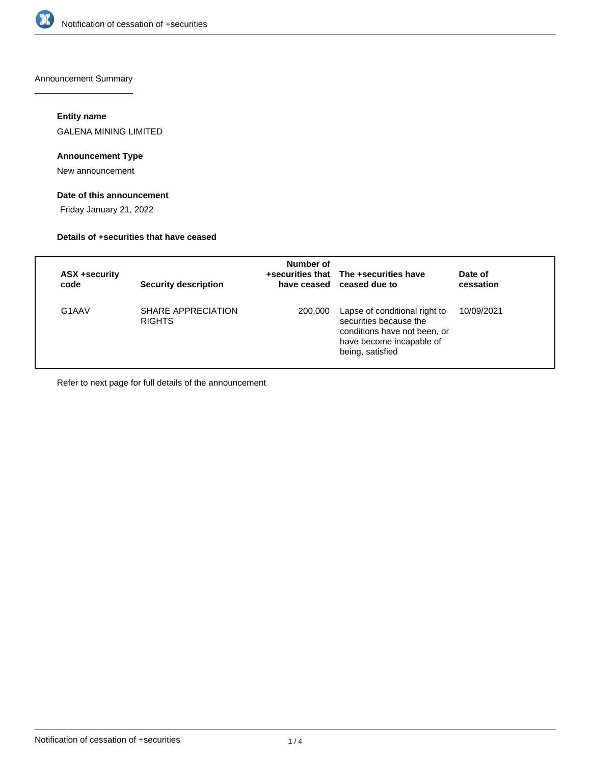Announcement Summary

### Entity name

GALENA MINING LIMITED

### Announcement Type

New announcement

### Date of this announcement

Friday January 21, 2022

### Details of +securities that have ceased

| ASX +security code | Security description | Number of +securities that have ceased | The +securities have ceased due to | Date of cessation |
|---|---|---|---|---|
| G1AAV | SHARE APPRECIATION RIGHTS | 200,000 | Lapse of conditional right to securities because the conditions have not been, or have become incapable of being, satisfied | 10/09/2021 |

Refer to next page for full details of the announcement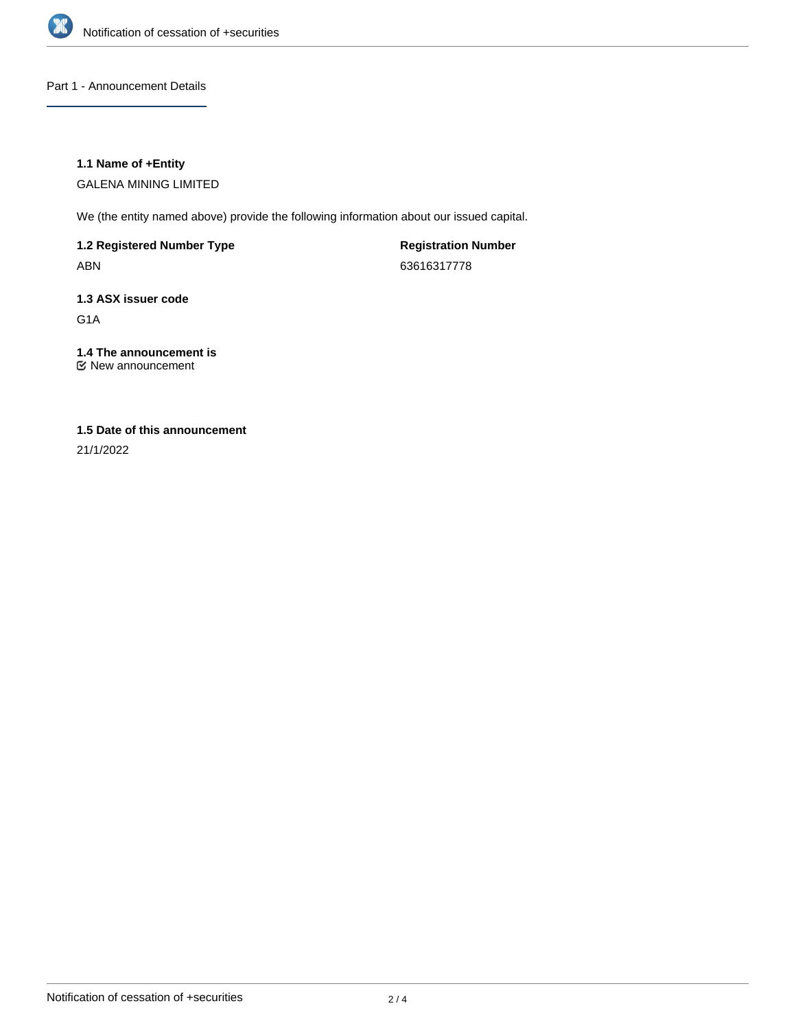## Part 1 - Announcement Details

**1.1 Name of +Entity**

GALENA MINING LIMITED

We (the entity named above) provide the following information about our issued capital.

**1.2 Registered Number Type**

ABN

**Registration Number**

63616317778

**1.3 ASX issuer code**

G1A

**1.4 The announcement is**

☑ New announcement

**1.5 Date of this announcement**

21/1/2022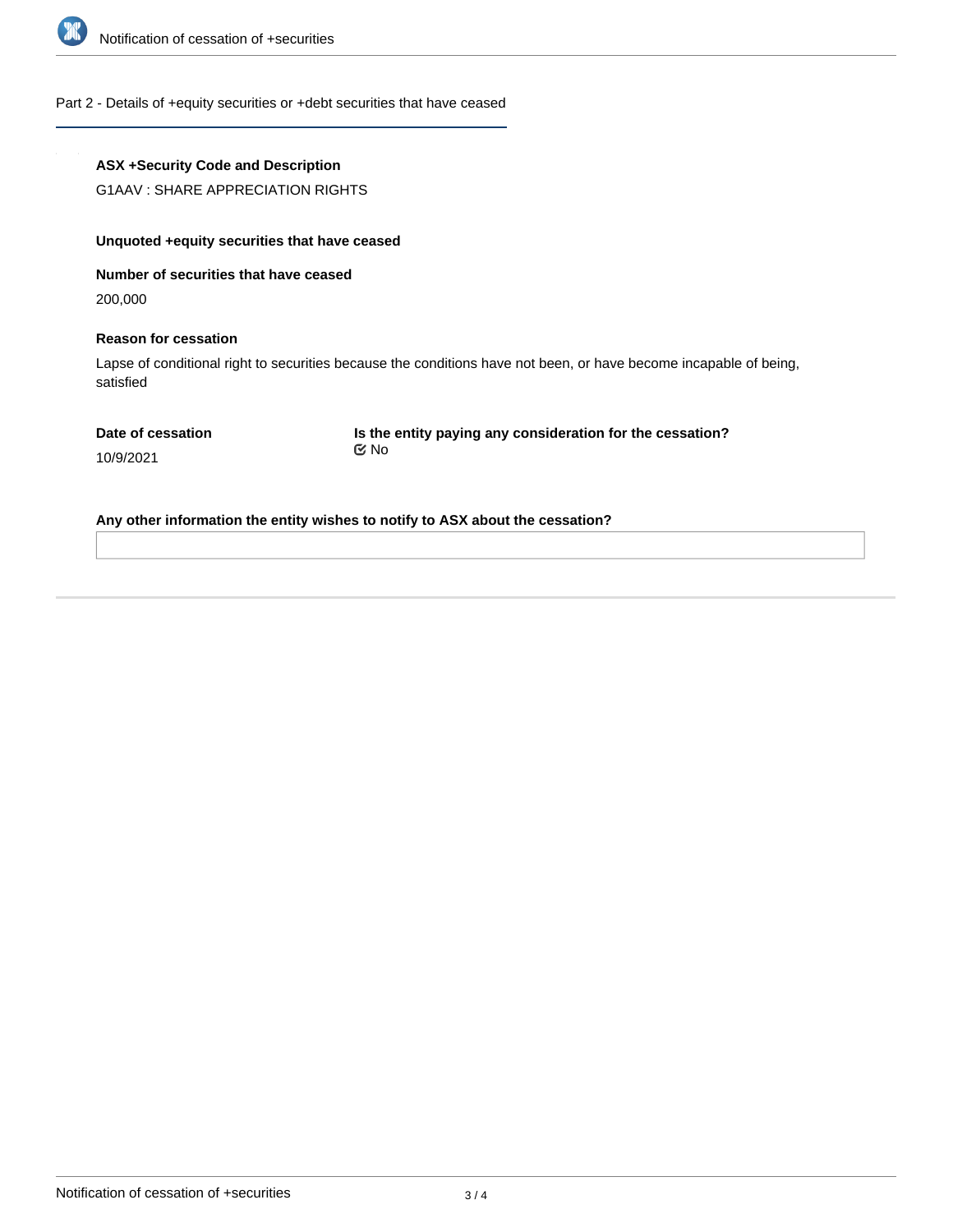## Part 2 - Details of +equity securities or +debt securities that have ceased

**ASX +Security Code and Description**

G1AAV : SHARE APPRECIATION RIGHTS

**Unquoted +equity securities that have ceased**

**Number of securities that have ceased**

200,000

**Reason for cessation**

Lapse of conditional right to securities because the conditions have not been, or have become incapable of being, satisfied

**Date of cessation**

10/9/2021

**Is the entity paying any consideration for the cessation?**

No

**Any other information the entity wishes to notify to ASX about the cessation?**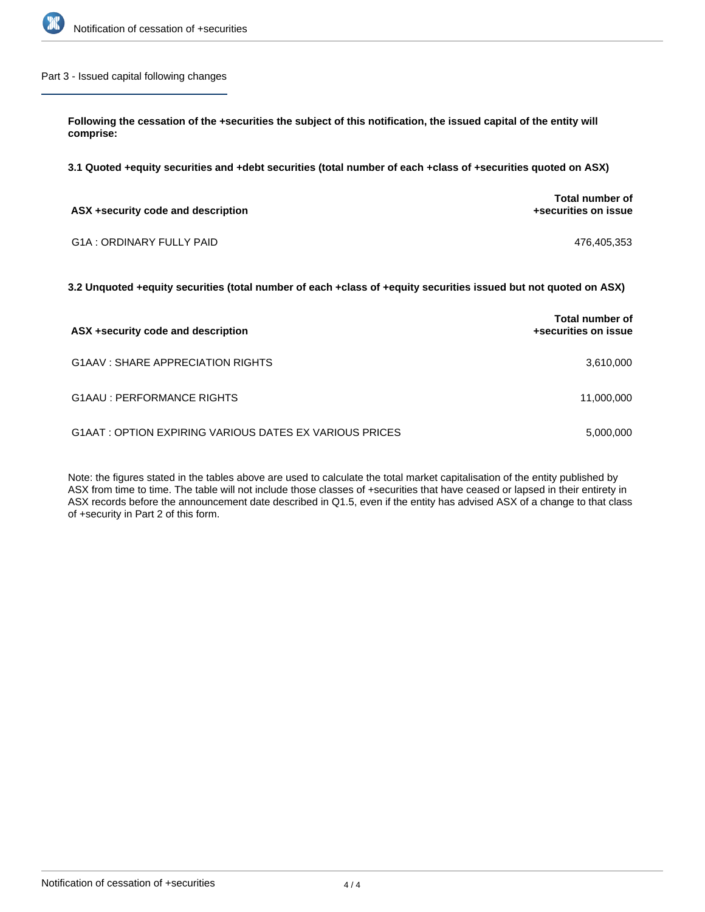## Part 3 - Issued capital following changes

**Following the cessation of the +securities the subject of this notification, the issued capital of the entity will comprise:**

**3.1 Quoted +equity securities and +debt securities (total number of each +class of +securities quoted on ASX)**

| ASX +security code and description | Total number of +securities on issue |
|---|---|
| G1A : ORDINARY FULLY PAID | 476,405,353 |

**3.2 Unquoted +equity securities (total number of each +class of +equity securities issued but not quoted on ASX)**

| ASX +security code and description | Total number of +securities on issue |
|---|---|
| G1AAV : SHARE APPRECIATION RIGHTS | 3,610,000 |
| G1AAU : PERFORMANCE RIGHTS | 11,000,000 |
| G1AAT : OPTION EXPIRING VARIOUS DATES EX VARIOUS PRICES | 5,000,000 |

Note: the figures stated in the tables above are used to calculate the total market capitalisation of the entity published by ASX from time to time. The table will not include those classes of +securities that have ceased or lapsed in their entirety in ASX records before the announcement date described in Q1.5, even if the entity has advised ASX of a change to that class of +security in Part 2 of this form.